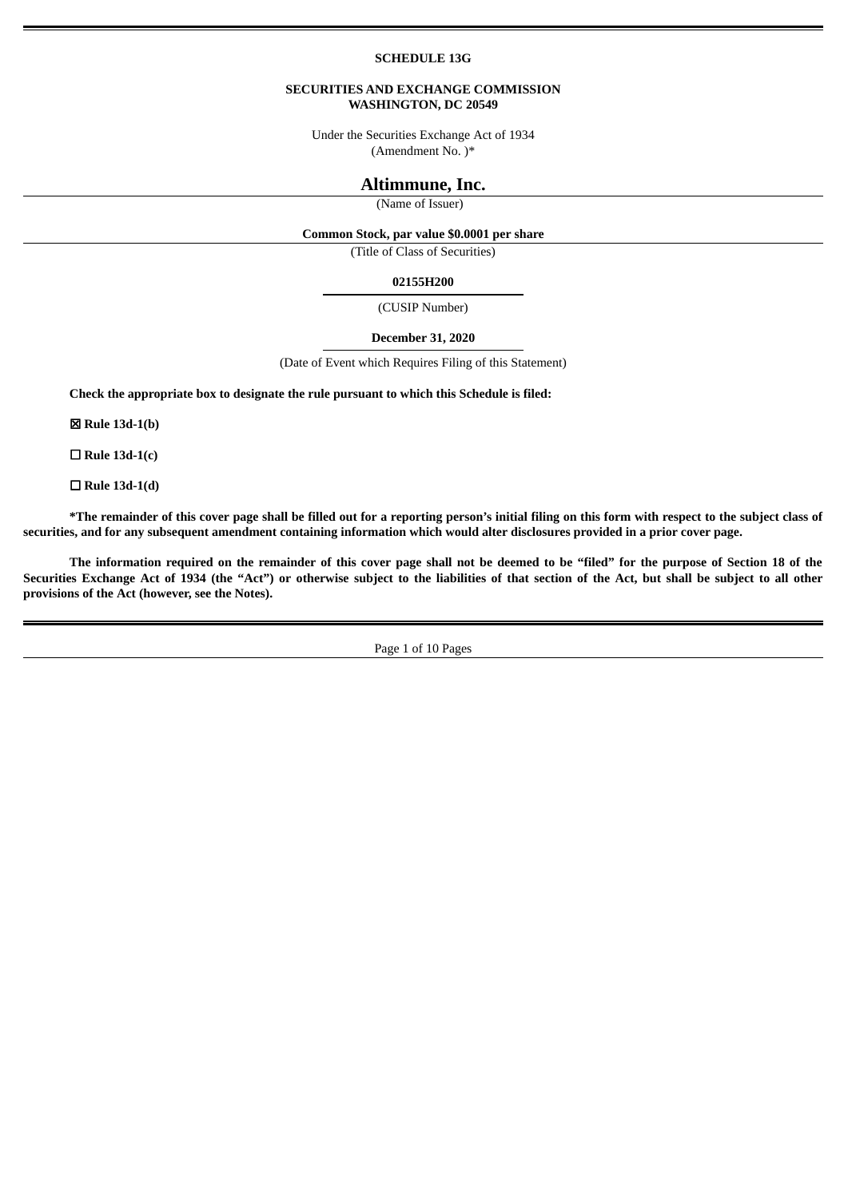**SCHEDULE 13G**

**SECURITIES AND EXCHANGE COMMISSION**
**WASHINGTON, DC 20549**

Under the Securities Exchange Act of 1934
(Amendment No. )*

# Altimmune, Inc.

(Name of Issuer)

**Common Stock, par value $0.0001 per share**

(Title of Class of Securities)

**02155H200**

(CUSIP Number)

**December 31, 2020**

(Date of Event which Requires Filing of this Statement)

**Check the appropriate box to designate the rule pursuant to which this Schedule is filed:**

☒ **Rule 13d-1(b)**

☐ **Rule 13d-1(c)**

☐ **Rule 13d-1(d)**

**\*The remainder of this cover page shall be filled out for a reporting person's initial filing on this form with respect to the subject class of securities, and for any subsequent amendment containing information which would alter disclosures provided in a prior cover page.**

**The information required on the remainder of this cover page shall not be deemed to be "filed" for the purpose of Section 18 of the Securities Exchange Act of 1934 (the "Act") or otherwise subject to the liabilities of that section of the Act, but shall be subject to all other provisions of the Act (however, see the Notes).**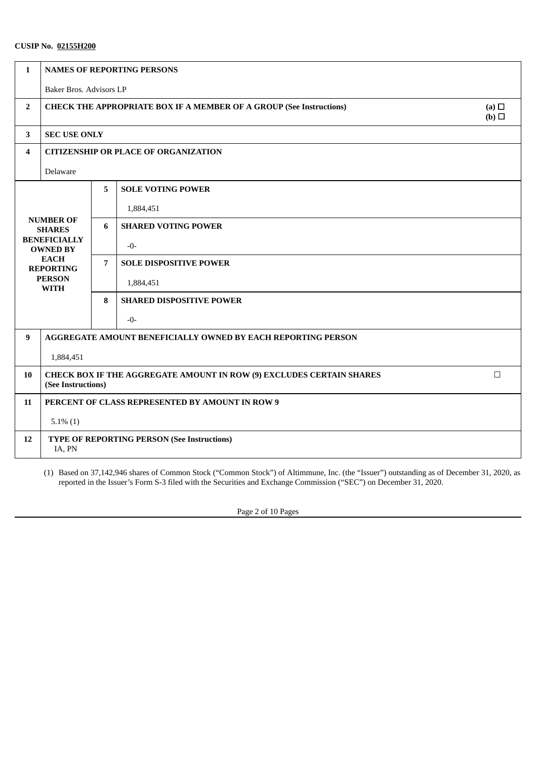**CUSIP No. 02155H200**

| | | | |
|---|---|---|---|
| **1** | **NAMES OF REPORTING PERSONS**<br><br>Baker Bros. Advisors LP | | |
| **2** | **CHECK THE APPROPRIATE BOX IF A MEMBER OF A GROUP (See Instructions)** | | **(a)** ☐<br>**(b)** ☐ |
| **3** | **SEC USE ONLY** | | |
| **4** | **CITIZENSHIP OR PLACE OF ORGANIZATION**<br><br>Delaware | | |
| **NUMBER OF SHARES BENEFICIALLY OWNED BY EACH REPORTING PERSON WITH** | **5** | **SOLE VOTING POWER**<br><br>1,884,451 | |
| | **6** | **SHARED VOTING POWER**<br><br>-0- | |
| | **7** | **SOLE DISPOSITIVE POWER**<br><br>1,884,451 | |
| | **8** | **SHARED DISPOSITIVE POWER**<br><br>-0- | |
| **9** | **AGGREGATE AMOUNT BENEFICIALLY OWNED BY EACH REPORTING PERSON**<br><br>1,884,451 | | |
| **10** | **CHECK BOX IF THE AGGREGATE AMOUNT IN ROW (9) EXCLUDES CERTAIN SHARES (See Instructions)** | | ☐ |
| **11** | **PERCENT OF CLASS REPRESENTED BY AMOUNT IN ROW 9**<br><br>5.1% (1) | | |
| **12** | **TYPE OF REPORTING PERSON (See Instructions)**<br>IA, PN | | |

(1) Based on 37,142,946 shares of Common Stock ("Common Stock") of Altimmune, Inc. (the "Issuer") outstanding as of December 31, 2020, as reported in the Issuer's Form S-3 filed with the Securities and Exchange Commission ("SEC") on December 31, 2020.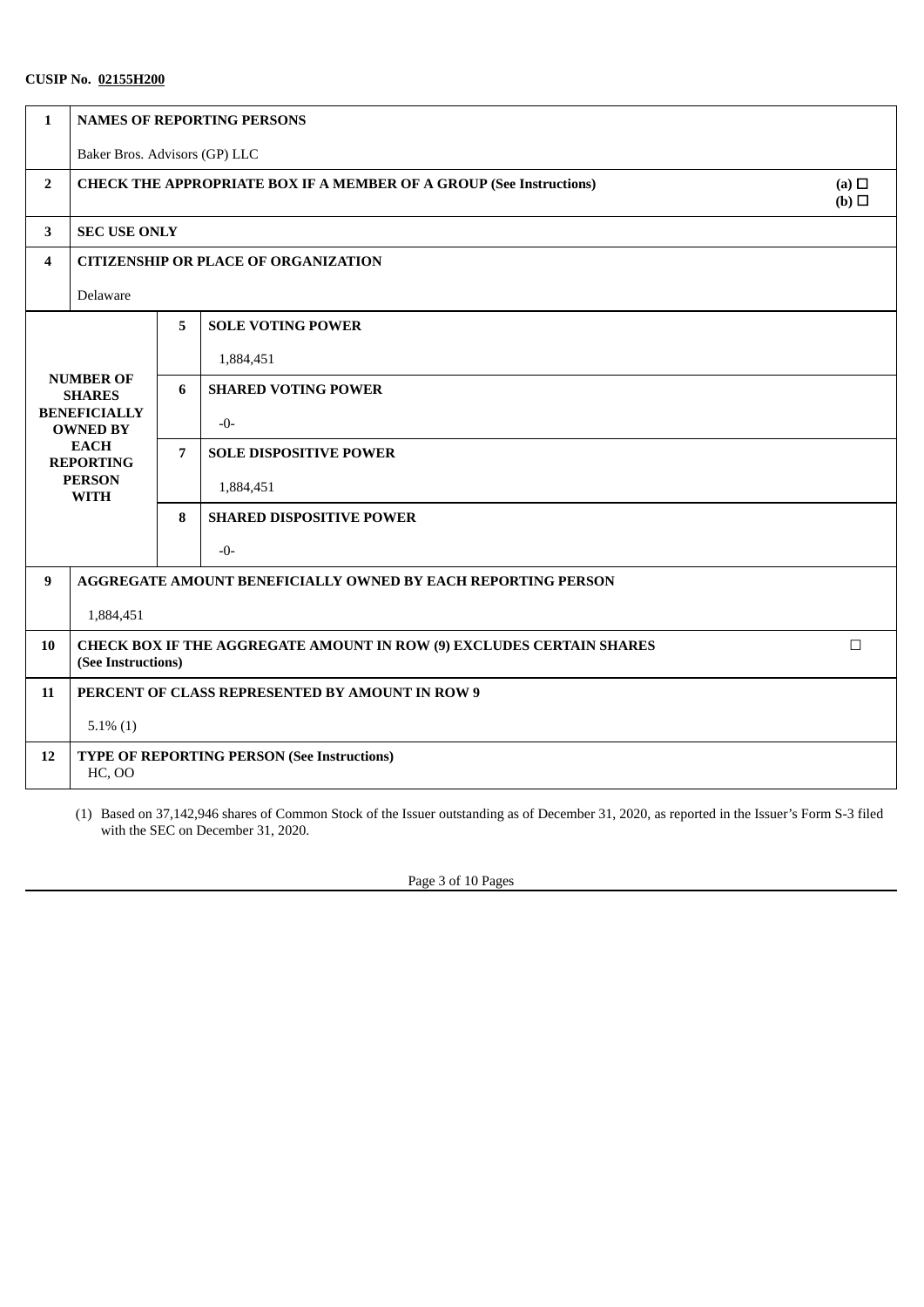**CUSIP No. 02155H200**

| 1 | **NAMES OF REPORTING PERSONS** | | |
|---|---|---|---|
| | Baker Bros. Advisors (GP) LLC | | |
| 2 | **CHECK THE APPROPRIATE BOX IF A MEMBER OF A GROUP (See Instructions)** | | **(a)** ☐ **(b)** ☐ |
| 3 | **SEC USE ONLY** | | |
| 4 | **CITIZENSHIP OR PLACE OF ORGANIZATION** | | |
| | Delaware | | |
| **NUMBER OF SHARES BENEFICIALLY OWNED BY EACH REPORTING PERSON WITH** | 5 | **SOLE VOTING POWER** | |
| | | 1,884,451 | |
| | 6 | **SHARED VOTING POWER** | |
| | | -0- | |
| | 7 | **SOLE DISPOSITIVE POWER** | |
| | | 1,884,451 | |
| | 8 | **SHARED DISPOSITIVE POWER** | |
| | | -0- | |
| 9 | **AGGREGATE AMOUNT BENEFICIALLY OWNED BY EACH REPORTING PERSON** | | |
| | 1,884,451 | | |
| 10 | **CHECK BOX IF THE AGGREGATE AMOUNT IN ROW (9) EXCLUDES CERTAIN SHARES (See Instructions)** | | ☐ |
| 11 | **PERCENT OF CLASS REPRESENTED BY AMOUNT IN ROW 9** | | |
| | 5.1% (1) | | |
| 12 | **TYPE OF REPORTING PERSON (See Instructions)** HC, OO | | |

(1) Based on 37,142,946 shares of Common Stock of the Issuer outstanding as of December 31, 2020, as reported in the Issuer's Form S-3 filed with the SEC on December 31, 2020.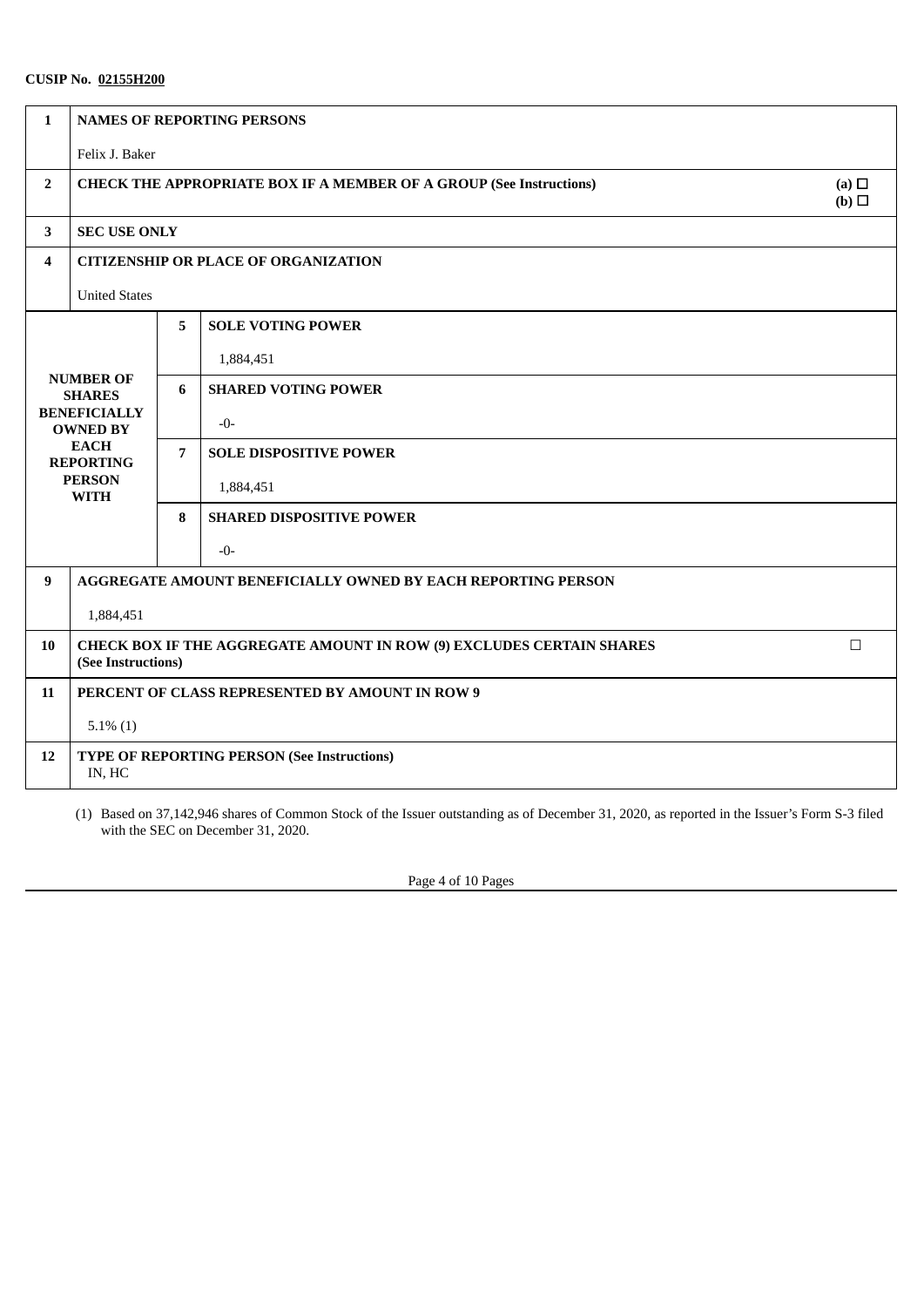**CUSIP No. 02155H200**

| | | | |
|---|---|---|---|
| **1** | **NAMES OF REPORTING PERSONS**<br><br>Felix J. Baker | | |
| **2** | **CHECK THE APPROPRIATE BOX IF A MEMBER OF A GROUP (See Instructions)** | | **(a)** ☐<br>**(b)** ☐ |
| **3** | **SEC USE ONLY** | | |
| **4** | **CITIZENSHIP OR PLACE OF ORGANIZATION**<br><br>United States | | |
| **NUMBER OF SHARES BENEFICIALLY OWNED BY EACH REPORTING PERSON WITH** | **5** | **SOLE VOTING POWER**<br><br>1,884,451 | |
| | **6** | **SHARED VOTING POWER**<br><br>-0- | |
| | **7** | **SOLE DISPOSITIVE POWER**<br><br>1,884,451 | |
| | **8** | **SHARED DISPOSITIVE POWER**<br><br>-0- | |
| **9** | **AGGREGATE AMOUNT BENEFICIALLY OWNED BY EACH REPORTING PERSON**<br><br>1,884,451 | | |
| **10** | **CHECK BOX IF THE AGGREGATE AMOUNT IN ROW (9) EXCLUDES CERTAIN SHARES (See Instructions)** | | ☐ |
| **11** | **PERCENT OF CLASS REPRESENTED BY AMOUNT IN ROW 9**<br><br>5.1% (1) | | |
| **12** | **TYPE OF REPORTING PERSON (See Instructions)**<br>IN, HC | | |

(1) Based on 37,142,946 shares of Common Stock of the Issuer outstanding as of December 31, 2020, as reported in the Issuer's Form S-3 filed with the SEC on December 31, 2020.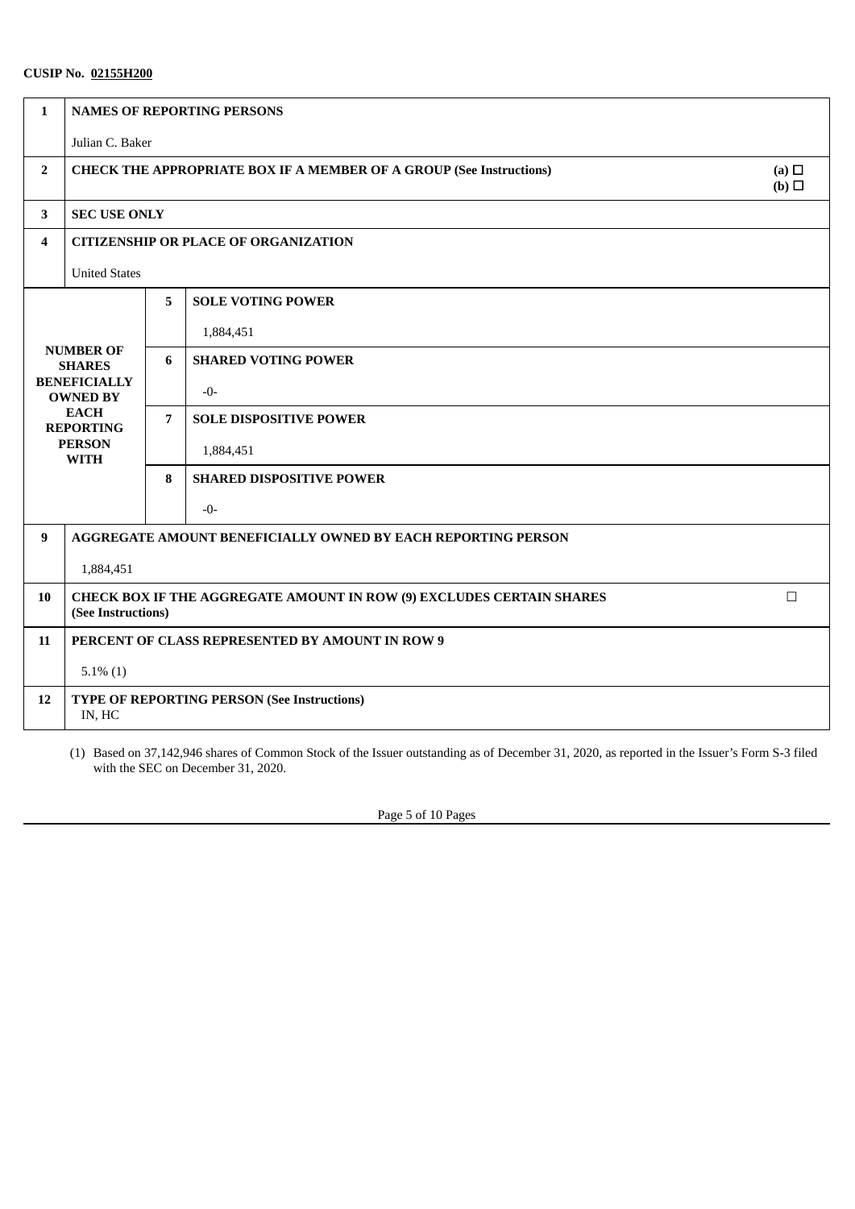**CUSIP No. 02155H200**

| | | | |
|---|---|---|---|
| **1** | **NAMES OF REPORTING PERSONS**<br><br>Julian C. Baker | | |
| **2** | **CHECK THE APPROPRIATE BOX IF A MEMBER OF A GROUP (See Instructions)** | | **(a)** ☐<br>**(b)** ☐ |
| **3** | **SEC USE ONLY** | | |
| **4** | **CITIZENSHIP OR PLACE OF ORGANIZATION**<br><br>United States | | |
| **NUMBER OF SHARES BENEFICIALLY OWNED BY EACH REPORTING PERSON WITH** | **5** | **SOLE VOTING POWER**<br><br>1,884,451 | |
| | **6** | **SHARED VOTING POWER**<br><br>-0- | |
| | **7** | **SOLE DISPOSITIVE POWER**<br><br>1,884,451 | |
| | **8** | **SHARED DISPOSITIVE POWER**<br><br>-0- | |
| **9** | **AGGREGATE AMOUNT BENEFICIALLY OWNED BY EACH REPORTING PERSON**<br><br>1,884,451 | | |
| **10** | **CHECK BOX IF THE AGGREGATE AMOUNT IN ROW (9) EXCLUDES CERTAIN SHARES (See Instructions)** | | ☐ |
| **11** | **PERCENT OF CLASS REPRESENTED BY AMOUNT IN ROW 9**<br><br>5.1% (1) | | |
| **12** | **TYPE OF REPORTING PERSON (See Instructions)**<br>IN, HC | | |

(1) Based on 37,142,946 shares of Common Stock of the Issuer outstanding as of December 31, 2020, as reported in the Issuer's Form S-3 filed with the SEC on December 31, 2020.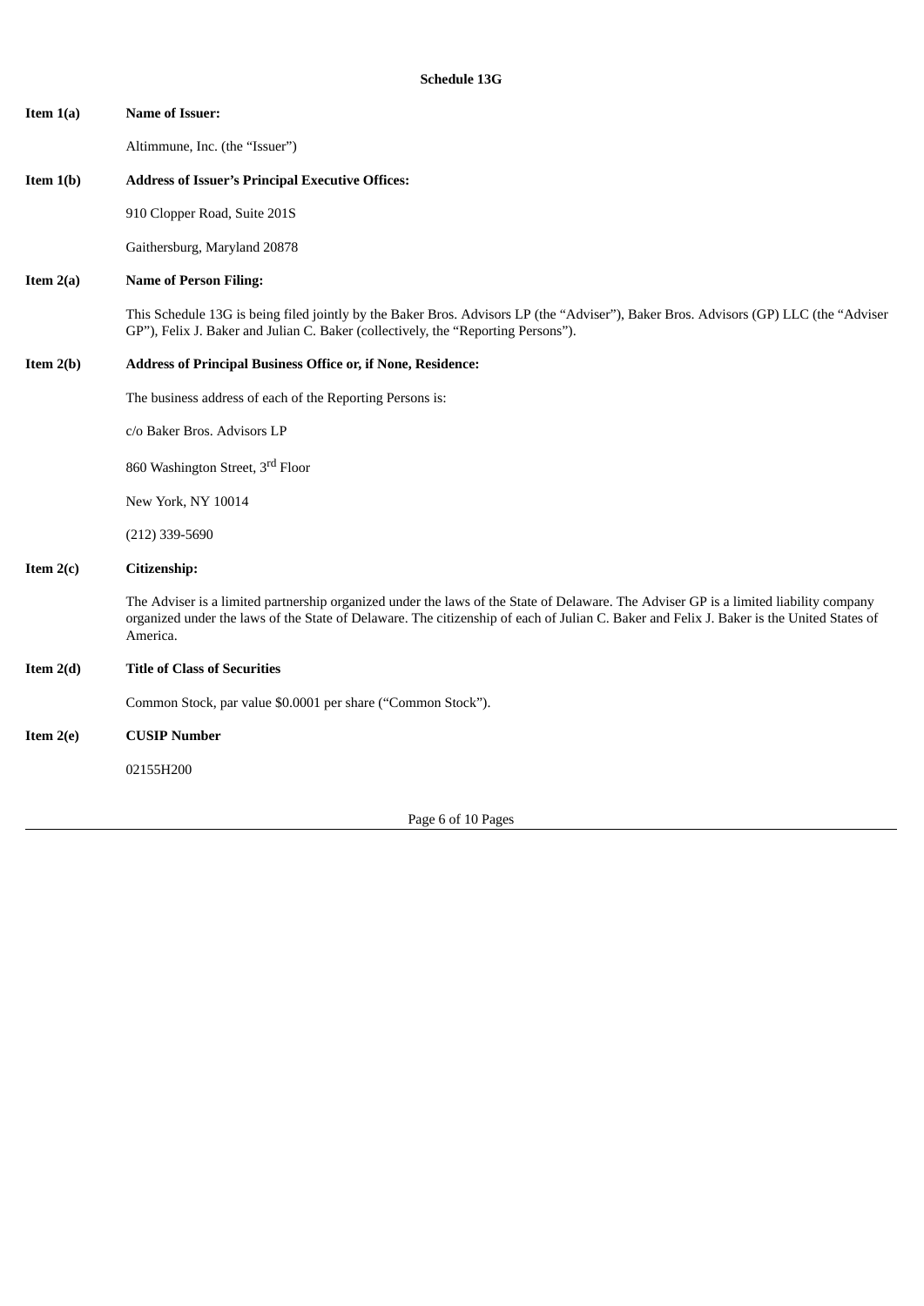**Schedule 13G**

**Item 1(a)** **Name of Issuer:**

Altimmune, Inc. (the "Issuer")

**Item 1(b)** **Address of Issuer's Principal Executive Offices:**

910 Clopper Road, Suite 201S

Gaithersburg, Maryland 20878

**Item 2(a)** **Name of Person Filing:**

This Schedule 13G is being filed jointly by the Baker Bros. Advisors LP (the "Adviser"), Baker Bros. Advisors (GP) LLC (the "Adviser GP"), Felix J. Baker and Julian C. Baker (collectively, the "Reporting Persons").

**Item 2(b)** **Address of Principal Business Office or, if None, Residence:**

The business address of each of the Reporting Persons is:

c/o Baker Bros. Advisors LP

860 Washington Street, 3rd Floor

New York, NY 10014

(212) 339-5690

**Item 2(c)** **Citizenship:**

The Adviser is a limited partnership organized under the laws of the State of Delaware. The Adviser GP is a limited liability company organized under the laws of the State of Delaware. The citizenship of each of Julian C. Baker and Felix J. Baker is the United States of America.

**Item 2(d)** **Title of Class of Securities**

Common Stock, par value $0.0001 per share ("Common Stock").

**Item 2(e)** **CUSIP Number**

02155H200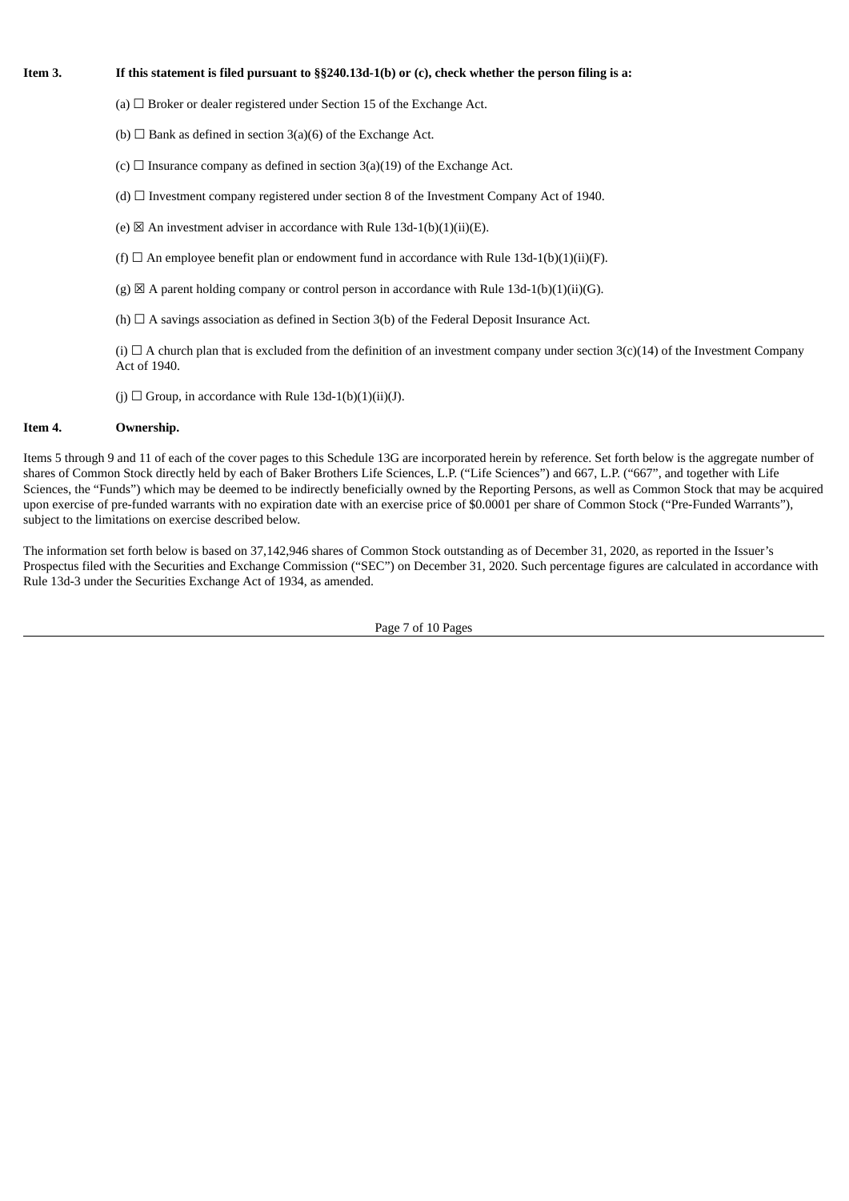**Item 3. If this statement is filed pursuant to §§240.13d-1(b) or (c), check whether the person filing is a:**

(a) ☐ Broker or dealer registered under Section 15 of the Exchange Act.

(b) ☐ Bank as defined in section 3(a)(6) of the Exchange Act.

(c) ☐ Insurance company as defined in section 3(a)(19) of the Exchange Act.

(d) ☐ Investment company registered under section 8 of the Investment Company Act of 1940.

(e) ☒ An investment adviser in accordance with Rule 13d-1(b)(1)(ii)(E).

(f) ☐ An employee benefit plan or endowment fund in accordance with Rule 13d-1(b)(1)(ii)(F).

(g) ☒ A parent holding company or control person in accordance with Rule 13d-1(b)(1)(ii)(G).

(h) ☐ A savings association as defined in Section 3(b) of the Federal Deposit Insurance Act.

(i) ☐ A church plan that is excluded from the definition of an investment company under section 3(c)(14) of the Investment Company Act of 1940.

(j) ☐ Group, in accordance with Rule 13d-1(b)(1)(ii)(J).

**Item 4. Ownership.**

Items 5 through 9 and 11 of each of the cover pages to this Schedule 13G are incorporated herein by reference. Set forth below is the aggregate number of shares of Common Stock directly held by each of Baker Brothers Life Sciences, L.P. ("Life Sciences") and 667, L.P. ("667", and together with Life Sciences, the "Funds") which may be deemed to be indirectly beneficially owned by the Reporting Persons, as well as Common Stock that may be acquired upon exercise of pre-funded warrants with no expiration date with an exercise price of $0.0001 per share of Common Stock ("Pre-Funded Warrants"), subject to the limitations on exercise described below.

The information set forth below is based on 37,142,946 shares of Common Stock outstanding as of December 31, 2020, as reported in the Issuer's Prospectus filed with the Securities and Exchange Commission ("SEC") on December 31, 2020. Such percentage figures are calculated in accordance with Rule 13d-3 under the Securities Exchange Act of 1934, as amended.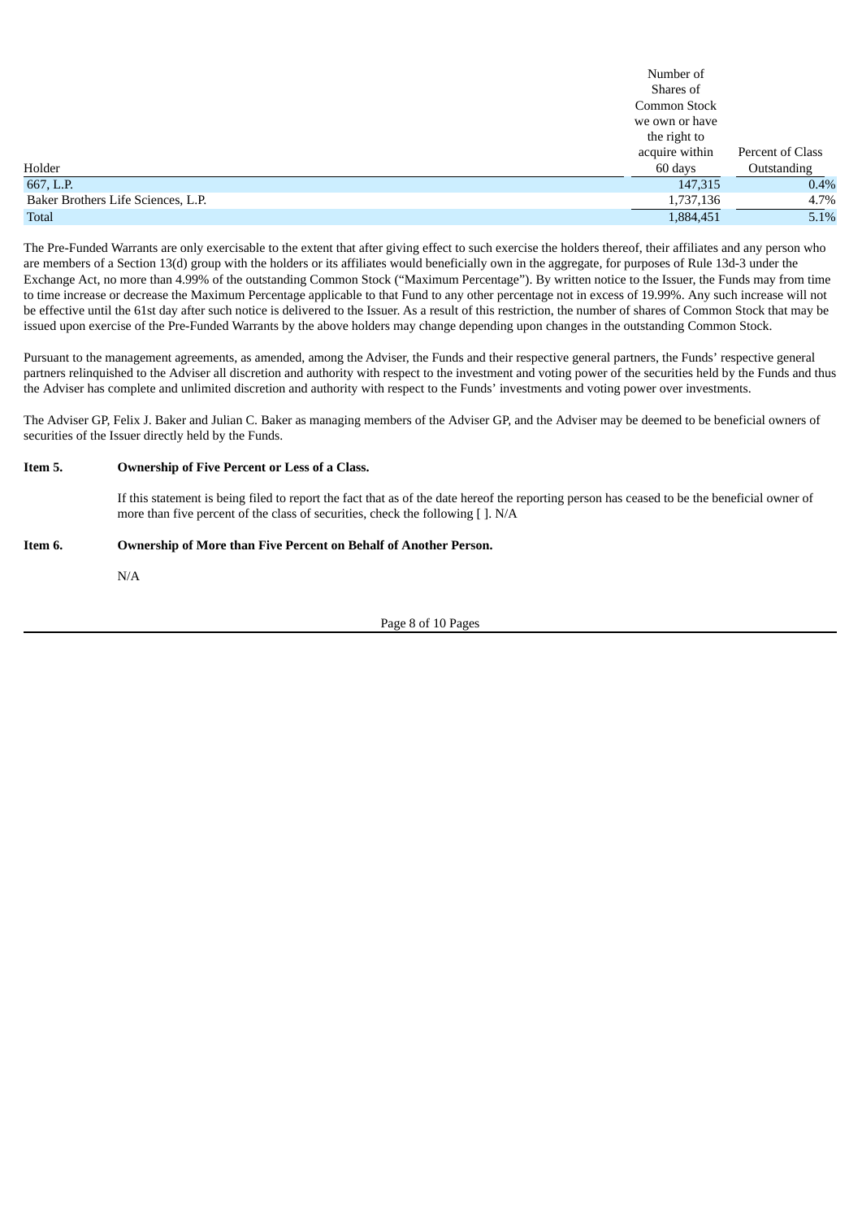| Holder | Number of Shares of Common Stock we own or have the right to acquire within 60 days | Percent of Class Outstanding |
|---|---|---|
| 667, L.P. | 147,315 | 0.4% |
| Baker Brothers Life Sciences, L.P. | 1,737,136 | 4.7% |
| Total | 1,884,451 | 5.1% |

The Pre-Funded Warrants are only exercisable to the extent that after giving effect to such exercise the holders thereof, their affiliates and any person who are members of a Section 13(d) group with the holders or its affiliates would beneficially own in the aggregate, for purposes of Rule 13d-3 under the Exchange Act, no more than 4.99% of the outstanding Common Stock ("Maximum Percentage"). By written notice to the Issuer, the Funds may from time to time increase or decrease the Maximum Percentage applicable to that Fund to any other percentage not in excess of 19.99%. Any such increase will not be effective until the 61st day after such notice is delivered to the Issuer. As a result of this restriction, the number of shares of Common Stock that may be issued upon exercise of the Pre-Funded Warrants by the above holders may change depending upon changes in the outstanding Common Stock.

Pursuant to the management agreements, as amended, among the Adviser, the Funds and their respective general partners, the Funds' respective general partners relinquished to the Adviser all discretion and authority with respect to the investment and voting power of the securities held by the Funds and thus the Adviser has complete and unlimited discretion and authority with respect to the Funds' investments and voting power over investments.

The Adviser GP, Felix J. Baker and Julian C. Baker as managing members of the Adviser GP, and the Adviser may be deemed to be beneficial owners of securities of the Issuer directly held by the Funds.

**Item 5. Ownership of Five Percent or Less of a Class.**

If this statement is being filed to report the fact that as of the date hereof the reporting person has ceased to be the beneficial owner of more than five percent of the class of securities, check the following [ ]. N/A

**Item 6. Ownership of More than Five Percent on Behalf of Another Person.**

N/A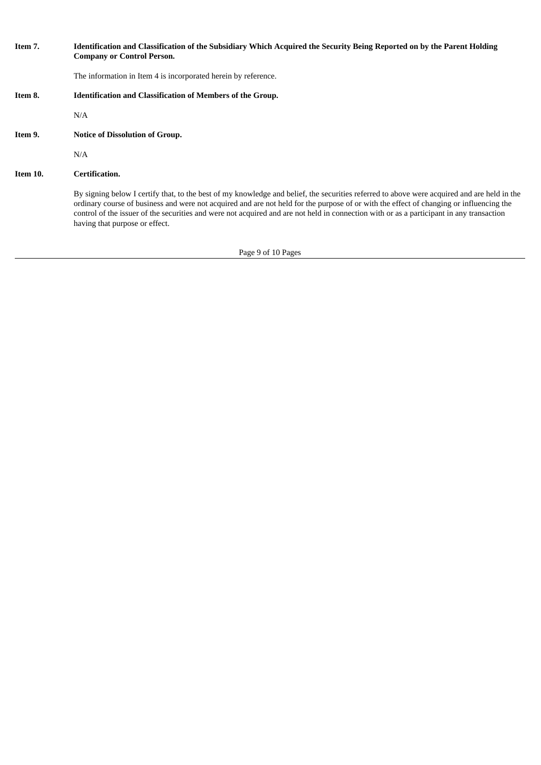**Item 7. Identification and Classification of the Subsidiary Which Acquired the Security Being Reported on by the Parent Holding Company or Control Person.**

The information in Item 4 is incorporated herein by reference.

**Item 8. Identification and Classification of Members of the Group.**

N/A

**Item 9. Notice of Dissolution of Group.**

N/A

**Item 10. Certification.**

By signing below I certify that, to the best of my knowledge and belief, the securities referred to above were acquired and are held in the ordinary course of business and were not acquired and are not held for the purpose of or with the effect of changing or influencing the control of the issuer of the securities and were not acquired and are not held in connection with or as a participant in any transaction having that purpose or effect.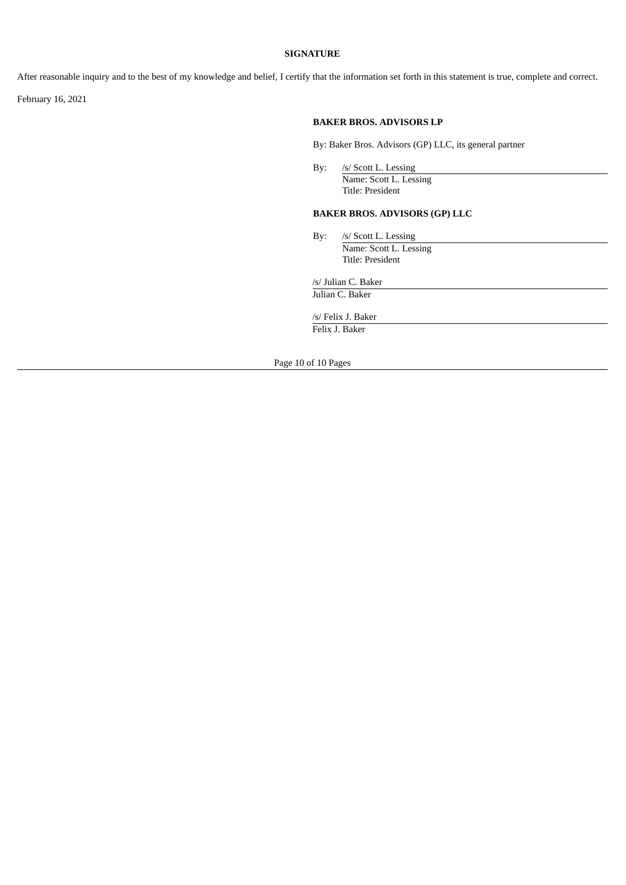**SIGNATURE**

After reasonable inquiry and to the best of my knowledge and belief, I certify that the information set forth in this statement is true, complete and correct.

February 16, 2021

**BAKER BROS. ADVISORS LP**

By: Baker Bros. Advisors (GP) LLC, its general partner

By: /s/ Scott L. Lessing
Name: Scott L. Lessing
Title: President

**BAKER BROS. ADVISORS (GP) LLC**

By: /s/ Scott L. Lessing
Name: Scott L. Lessing
Title: President

/s/ Julian C. Baker
Julian C. Baker

/s/ Felix J. Baker
Felix J. Baker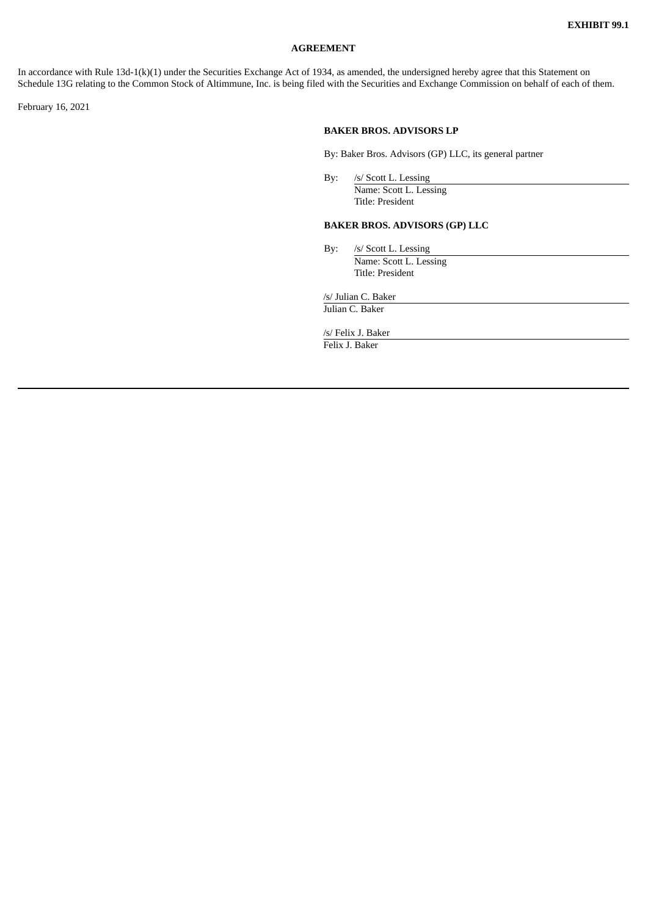**EXHIBIT 99.1**

**AGREEMENT**

In accordance with Rule 13d-1(k)(1) under the Securities Exchange Act of 1934, as amended, the undersigned hereby agree that this Statement on Schedule 13G relating to the Common Stock of Altimmune, Inc. is being filed with the Securities and Exchange Commission on behalf of each of them.

February 16, 2021

**BAKER BROS. ADVISORS LP**

By: Baker Bros. Advisors (GP) LLC, its general partner

By: /s/ Scott L. Lessing
Name: Scott L. Lessing
Title: President

**BAKER BROS. ADVISORS (GP) LLC**

By: /s/ Scott L. Lessing
Name: Scott L. Lessing
Title: President

/s/ Julian C. Baker
Julian C. Baker

/s/ Felix J. Baker
Felix J. Baker